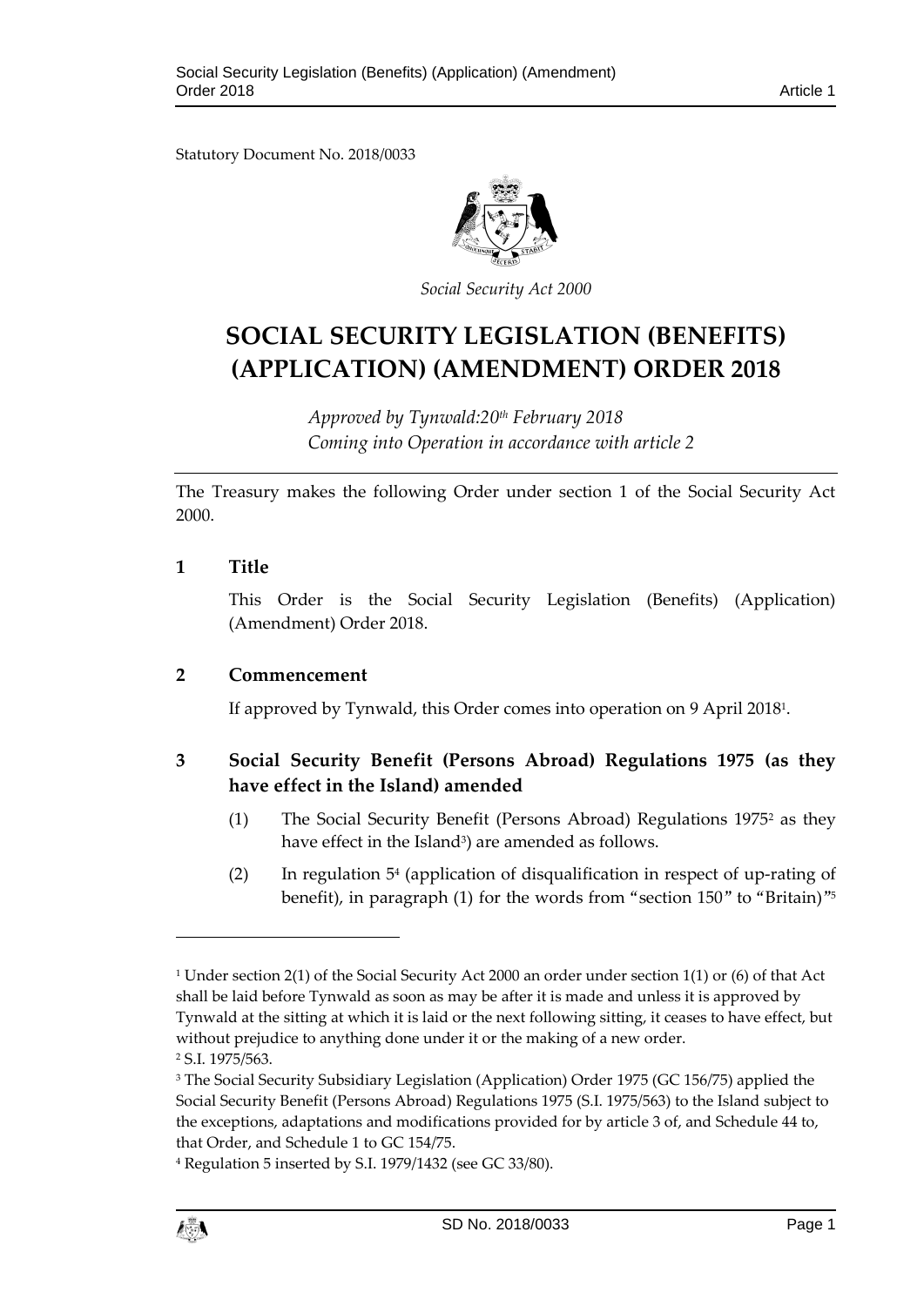Statutory Document No. 2018/0033

*Social Security Act 2000*

# SOCIAL SECURITY LEGISLATION (BENEFITS) (APPLICATION) (AMENDMENT) ORDER 2018

*Approved by Tynwald:20th February 2018*
*Coming into Operation in accordance with article 2*

The Treasury makes the following Order under section 1 of the Social Security Act 2000.

## 1 Title

This Order is the Social Security Legislation (Benefits) (Application) (Amendment) Order 2018.

## 2 Commencement

If approved by Tynwald, this Order comes into operation on 9 April 2018[1].

## 3 Social Security Benefit (Persons Abroad) Regulations 1975 (as they have effect in the Island) amended

(1) The Social Security Benefit (Persons Abroad) Regulations 1975[2] as they have effect in the Island[3]) are amended as follows.

(2) In regulation 5[4] (application of disqualification in respect of up-rating of benefit), in paragraph (1) for the words from "section 150" to "Britain)"[5]

---

[1] Under section 2(1) of the Social Security Act 2000 an order under section 1(1) or (6) of that Act shall be laid before Tynwald as soon as may be after it is made and unless it is approved by Tynwald at the sitting at which it is laid or the next following sitting, it ceases to have effect, but without prejudice to anything done under it or the making of a new order.

[2] S.I. 1975/563.

[3] The Social Security Subsidiary Legislation (Application) Order 1975 (GC 156/75) applied the Social Security Benefit (Persons Abroad) Regulations 1975 (S.I. 1975/563) to the Island subject to the exceptions, adaptations and modifications provided for by article 3 of, and Schedule 44 to, that Order, and Schedule 1 to GC 154/75.

[4] Regulation 5 inserted by S.I. 1979/1432 (see GC 33/80).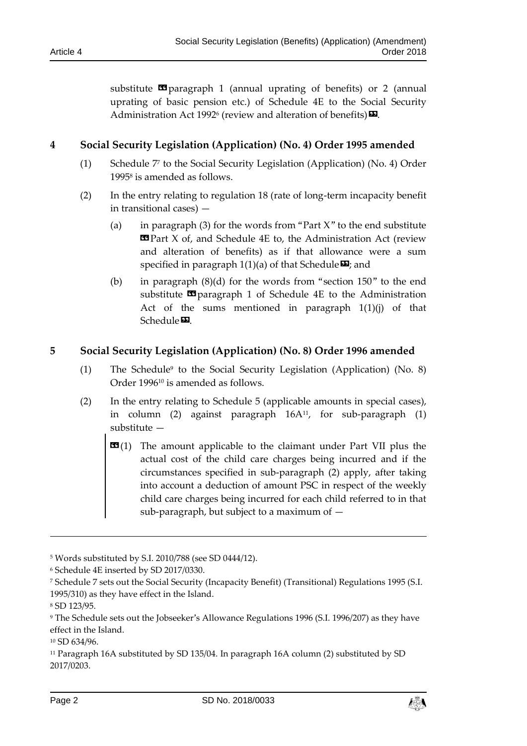substitute «paragraph 1 (annual uprating of benefits) or 2 (annual uprating of basic pension etc.) of Schedule 4E to the Social Security Administration Act 1992[6] (review and alteration of benefits)».

## 4 Social Security Legislation (Application) (No. 4) Order 1995 amended

(1) Schedule 7[7] to the Social Security Legislation (Application) (No. 4) Order 1995[8] is amended as follows.

(2) In the entry relating to regulation 18 (rate of long-term incapacity benefit in transitional cases) —

(a) in paragraph (3) for the words from "Part X" to the end substitute «Part X of, and Schedule 4E to, the Administration Act (review and alteration of benefits) as if that allowance were a sum specified in paragraph 1(1)(a) of that Schedule»; and

(b) in paragraph (8)(d) for the words from "section 150" to the end substitute «paragraph 1 of Schedule 4E to the Administration Act of the sums mentioned in paragraph 1(1)(j) of that Schedule».

## 5 Social Security Legislation (Application) (No. 8) Order 1996 amended

(1) The Schedule[9] to the Social Security Legislation (Application) (No. 8) Order 1996[10] is amended as follows.

(2) In the entry relating to Schedule 5 (applicable amounts in special cases), in column (2) against paragraph 16A[11], for sub-paragraph (1) substitute —

> «(1) The amount applicable to the claimant under Part VII plus the actual cost of the child care charges being incurred and if the circumstances specified in sub-paragraph (2) apply, after taking into account a deduction of amount PSC in respect of the weekly child care charges being incurred for each child referred to in that sub-paragraph, but subject to a maximum of —

---

[5] Words substituted by S.I. 2010/788 (see SD 0444/12).

[6] Schedule 4E inserted by SD 2017/0330.

[7] Schedule 7 sets out the Social Security (Incapacity Benefit) (Transitional) Regulations 1995 (S.I. 1995/310) as they have effect in the Island.

[8] SD 123/95.

[9] The Schedule sets out the Jobseeker's Allowance Regulations 1996 (S.I. 1996/207) as they have effect in the Island.

[10] SD 634/96.

[11] Paragraph 16A substituted by SD 135/04. In paragraph 16A column (2) substituted by SD 2017/0203.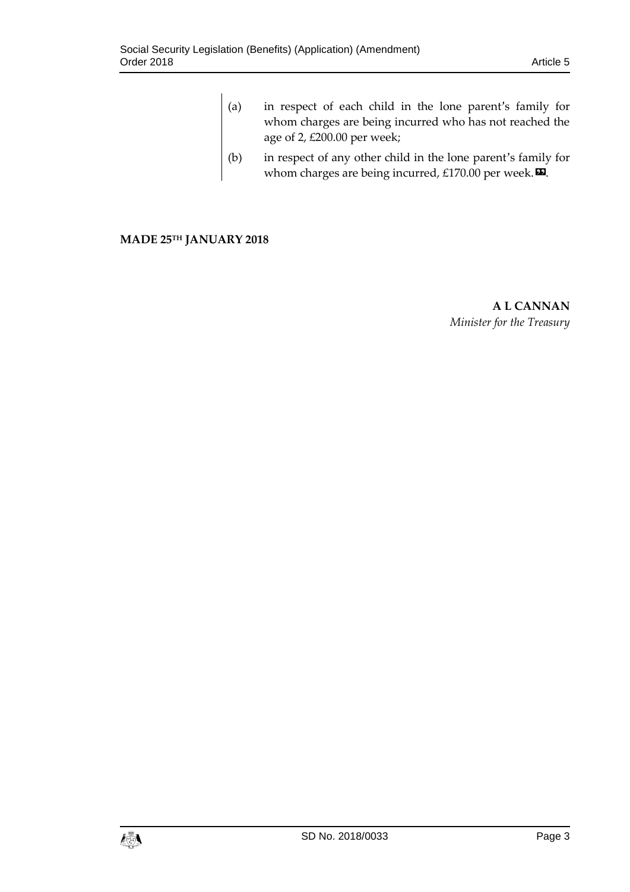(a) in respect of each child in the lone parent's family for whom charges are being incurred who has not reached the age of 2, £200.00 per week;

(b) in respect of any other child in the lone parent's family for whom charges are being incurred, £170.00 per week.».

**MADE 25TH JANUARY 2018**

**A L CANNAN**
*Minister for the Treasury*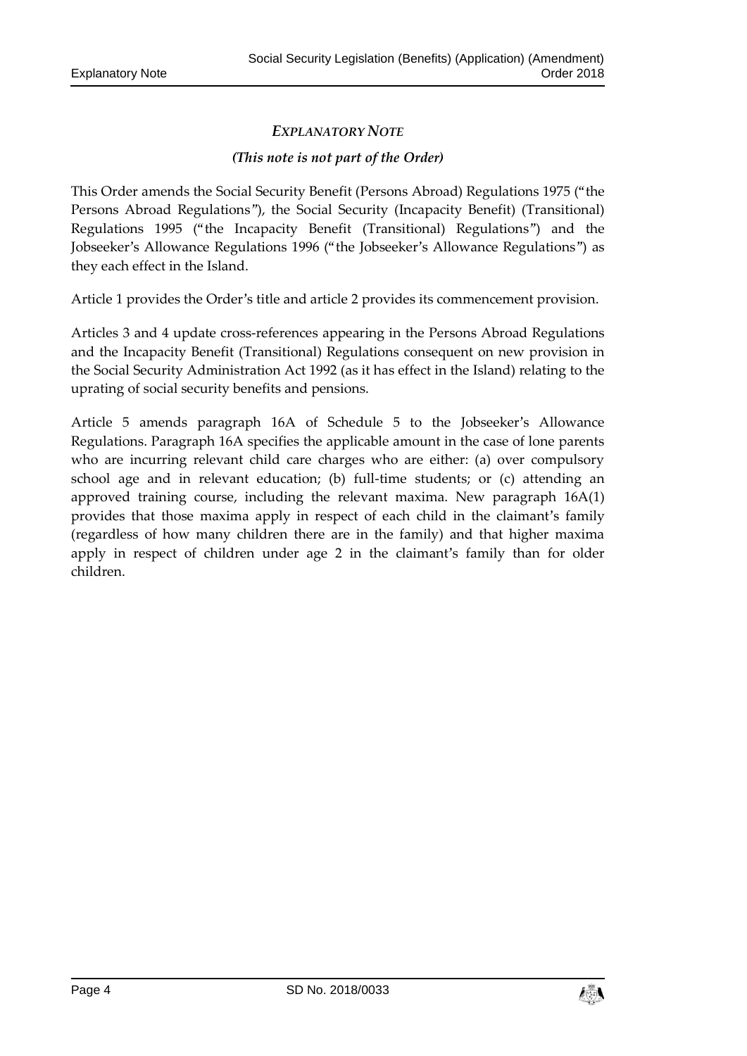## *EXPLANATORY NOTE*

***(This note is not part of the Order)***

This Order amends the Social Security Benefit (Persons Abroad) Regulations 1975 ("the Persons Abroad Regulations"), the Social Security (Incapacity Benefit) (Transitional) Regulations 1995 ("the Incapacity Benefit (Transitional) Regulations") and the Jobseeker's Allowance Regulations 1996 ("the Jobseeker's Allowance Regulations") as they each effect in the Island.

Article 1 provides the Order's title and article 2 provides its commencement provision.

Articles 3 and 4 update cross-references appearing in the Persons Abroad Regulations and the Incapacity Benefit (Transitional) Regulations consequent on new provision in the Social Security Administration Act 1992 (as it has effect in the Island) relating to the uprating of social security benefits and pensions.

Article 5 amends paragraph 16A of Schedule 5 to the Jobseeker's Allowance Regulations. Paragraph 16A specifies the applicable amount in the case of lone parents who are incurring relevant child care charges who are either: (a) over compulsory school age and in relevant education; (b) full-time students; or (c) attending an approved training course, including the relevant maxima. New paragraph 16A(1) provides that those maxima apply in respect of each child in the claimant's family (regardless of how many children there are in the family) and that higher maxima apply in respect of children under age 2 in the claimant's family than for older children.